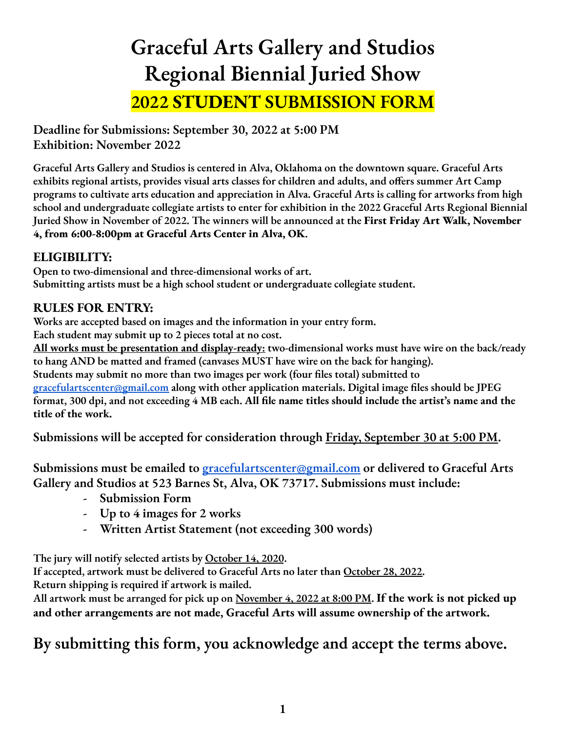# Graceful Arts Gallery and Studios Regional Biennial Juried Show

## 2022 STUDENT SUBMISSION FORM

**Deadline for Submissions: September 30, 2022 at 5:00 PM**
**Exhibition: November 2022**

**Graceful Arts Gallery and Studios is centered in Alva, Oklahoma on the downtown square. Graceful Arts exhibits regional artists, provides visual arts classes for children and adults, and offers summer Art Camp programs to cultivate arts education and appreciation in Alva. Graceful Arts is calling for artworks from high school and undergraduate collegiate artists to enter for exhibition in the 2022 Graceful Arts Regional Biennial Juried Show in November of 2022. The winners will be announced at the First Friday Art Walk, November 4, from 6:00-8:00pm at Graceful Arts Center in Alva, OK.**

### ELIGIBILITY:

**Open to two-dimensional and three-dimensional works of art.**
**Submitting artists must be a high school student or undergraduate collegiate student.**

### RULES FOR ENTRY:

**Works are accepted based on images and the information in your entry form.**
**Each student may submit up to 2 pieces total at no cost.**
**<u>All works must be presentation and display-ready:</u> two-dimensional works must have wire on the back/ready to hang AND be matted and framed (canvases MUST have wire on the back for hanging).**
**Students may submit no more than two images per work (four files total) submitted to [gracefulartscenter@gmail.com](mailto:gracefulartscenter@gmail.com) along with other application materials. Digital image files should be JPEG format, 300 dpi, and not exceeding 4 MB each. All file name titles should include the artist's name and the title of the work.**

**Submissions will be accepted for consideration through <u>Friday, September 30 at 5:00 PM</u>.**

**Submissions must be emailed to [gracefulartscenter@gmail.com](mailto:gracefulartscenter@gmail.com) or delivered to Graceful Arts Gallery and Studios at 523 Barnes St, Alva, OK 73717. Submissions must include:**

- **Submission Form**
- **Up to 4 images for 2 works**
- **Written Artist Statement (not exceeding 300 words)**

**The jury will notify selected artists by <u>October 14, 2020</u>.**
**If accepted, artwork must be delivered to Graceful Arts no later than <u>October 28, 2022</u>.**
**Return shipping is required if artwork is mailed.**
**All artwork must be arranged for pick up on <u>November 4, 2022 at 8:00 PM</u>. If the work is not picked up and other arrangements are not made, Graceful Arts will assume ownership of the artwork.**

## By submitting this form, you acknowledge and accept the terms above.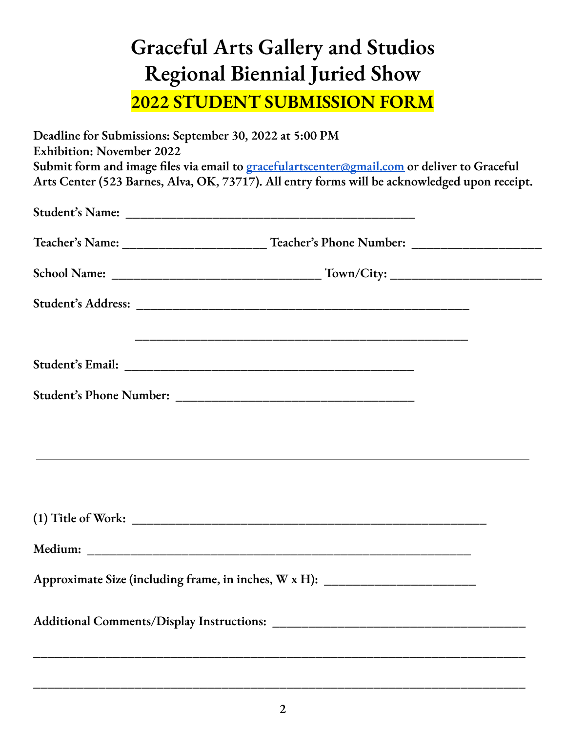# Graceful Arts Gallery and Studios Regional Biennial Juried Show

## 2022 STUDENT SUBMISSION FORM

**Deadline for Submissions: September 30, 2022 at 5:00 PM**
**Exhibition: November 2022**
**Submit form and image files via email to [gracefulartscenter@gmail.com](mailto:gracefulartscenter@gmail.com) or deliver to Graceful Arts Center (523 Barnes, Alva, OK, 73717). All entry forms will be acknowledged upon receipt.**

**Student's Name:** ______________________________________________

**Teacher's Name:** _______________________ **Teacher's Phone Number:** ____________________

**School Name:** _________________________________ **Town/City:** ________________________

**Student's Address:** _____________________________________________________

_____________________________________________________

**Student's Email:** ______________________________________________

**Student's Phone Number:** ______________________________________

---

**(1) Title of Work:** _________________________________________________________

**Medium:** ______________________________________________________________

**Approximate Size (including frame, in inches, W x H):** ________________________

**Additional Comments/Display Instructions:** _________________________________________

______________________________________________________________________________

______________________________________________________________________________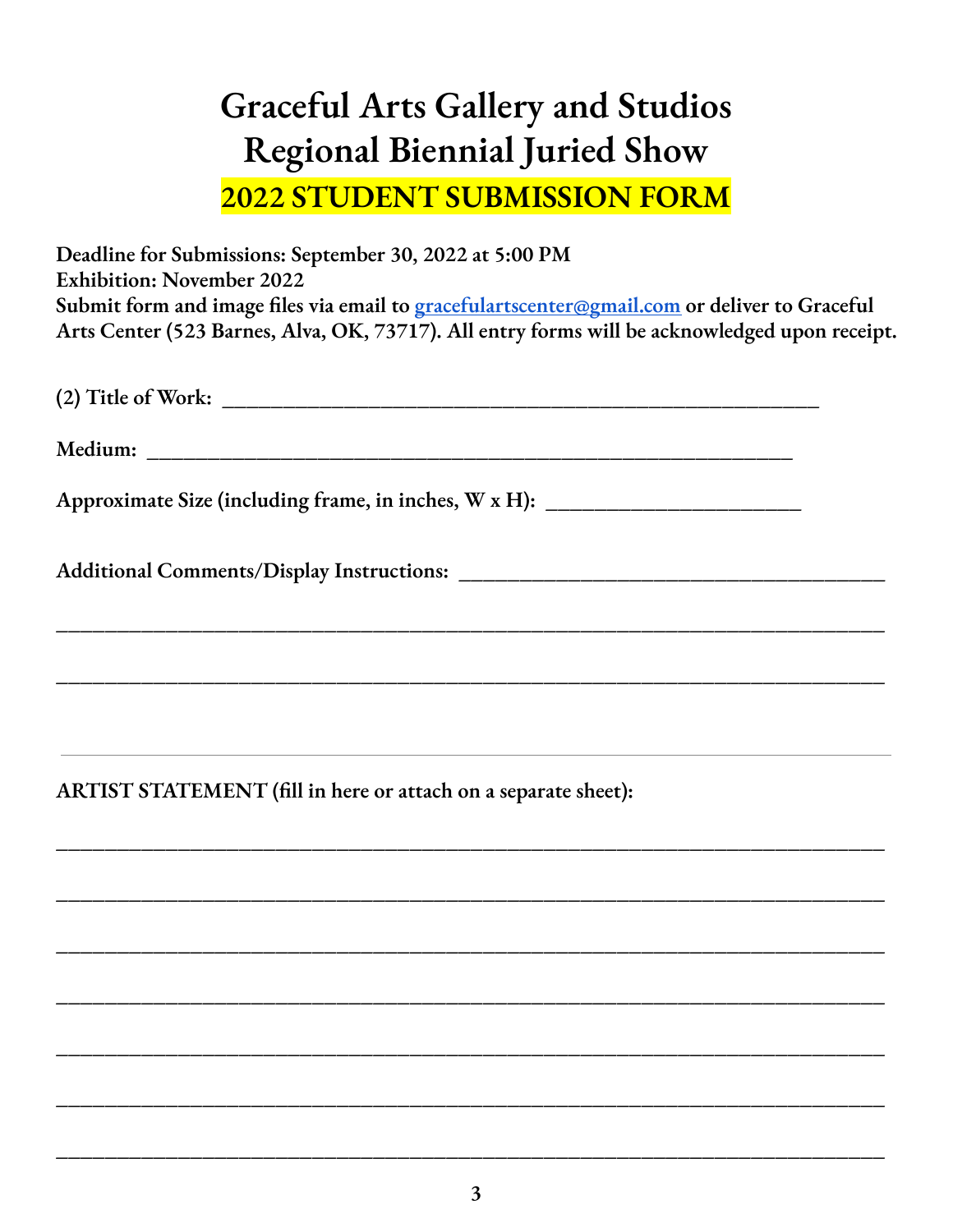# Graceful Arts Gallery and Studios
# Regional Biennial Juried Show
## 2022 STUDENT SUBMISSION FORM

**Deadline for Submissions: September 30, 2022 at 5:00 PM**
**Exhibition: November 2022**
**Submit form and image files via email to gracefulartscenter@gmail.com or deliver to Graceful Arts Center (523 Barnes, Alva, OK, 73717). All entry forms will be acknowledged upon receipt.**

**(2) Title of Work:** ____________________________________________________

**Medium:** ________________________________________________________

**Approximate Size (including frame, in inches, W x H):** ______________________

**Additional Comments/Display Instructions:** ______________________________________

_______________________________________________________________________________

_______________________________________________________________________________

---

**ARTIST STATEMENT (fill in here or attach on a separate sheet):**

_______________________________________________________________________________

_______________________________________________________________________________

_______________________________________________________________________________

_______________________________________________________________________________

_______________________________________________________________________________

_______________________________________________________________________________

_______________________________________________________________________________